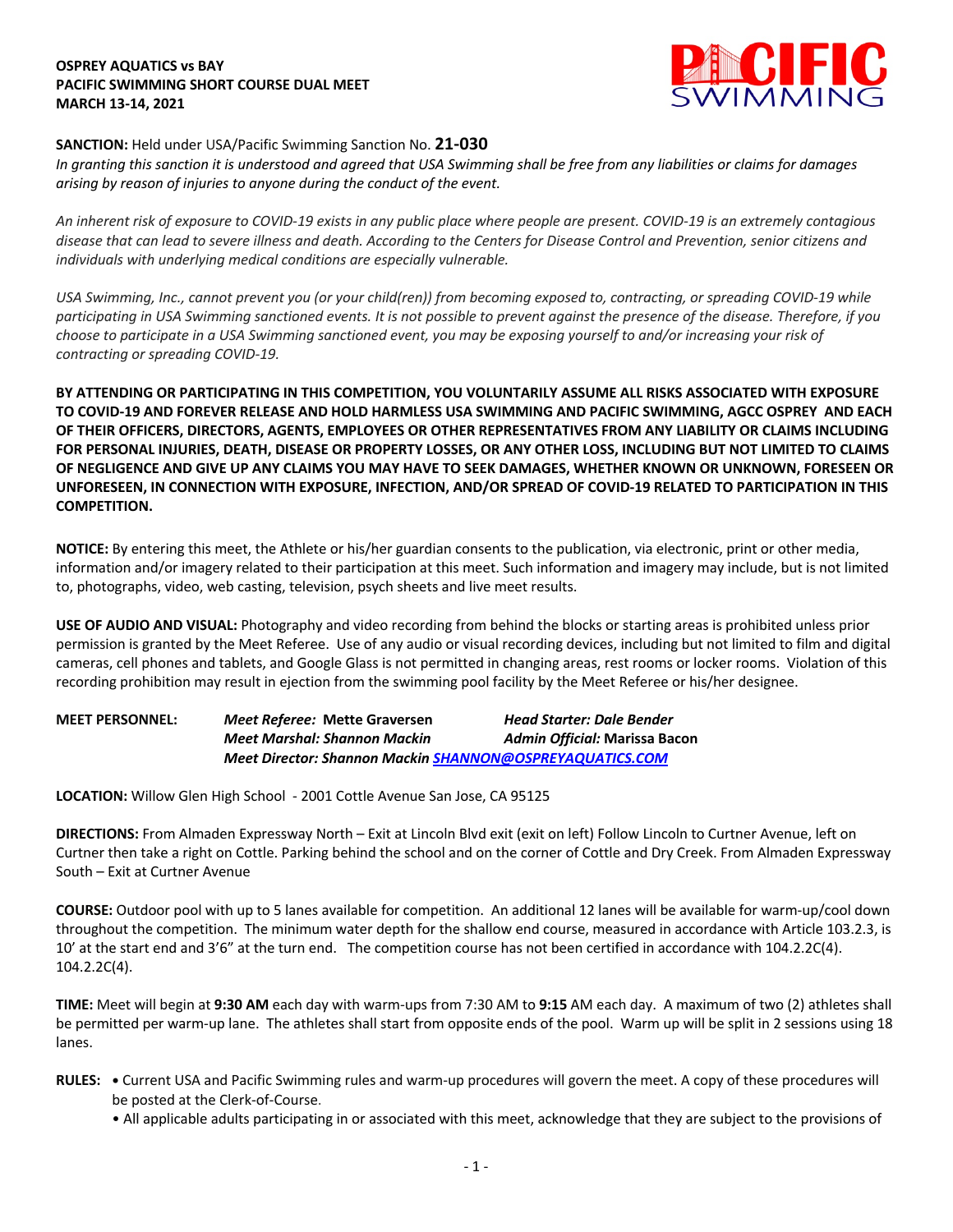**OSPREY AQUATICS vs BAY**
**PACIFIC SWIMMING SHORT COURSE DUAL MEET**
**MARCH 13-14, 2021**

**SANCTION:** Held under USA/Pacific Swimming Sanction No. **21-030**
*In granting this sanction it is understood and agreed that USA Swimming shall be free from any liabilities or claims for damages arising by reason of injuries to anyone during the conduct of the event.*

*An inherent risk of exposure to COVID-19 exists in any public place where people are present. COVID-19 is an extremely contagious disease that can lead to severe illness and death. According to the Centers for Disease Control and Prevention, senior citizens and individuals with underlying medical conditions are especially vulnerable.*

*USA Swimming, Inc., cannot prevent you (or your child(ren)) from becoming exposed to, contracting, or spreading COVID-19 while participating in USA Swimming sanctioned events. It is not possible to prevent against the presence of the disease. Therefore, if you choose to participate in a USA Swimming sanctioned event, you may be exposing yourself to and/or increasing your risk of contracting or spreading COVID-19.*

**BY ATTENDING OR PARTICIPATING IN THIS COMPETITION, YOU VOLUNTARILY ASSUME ALL RISKS ASSOCIATED WITH EXPOSURE TO COVID-19 AND FOREVER RELEASE AND HOLD HARMLESS USA SWIMMING AND PACIFIC SWIMMING, AGCC OSPREY AND EACH OF THEIR OFFICERS, DIRECTORS, AGENTS, EMPLOYEES OR OTHER REPRESENTATIVES FROM ANY LIABILITY OR CLAIMS INCLUDING FOR PERSONAL INJURIES, DEATH, DISEASE OR PROPERTY LOSSES, OR ANY OTHER LOSS, INCLUDING BUT NOT LIMITED TO CLAIMS OF NEGLIGENCE AND GIVE UP ANY CLAIMS YOU MAY HAVE TO SEEK DAMAGES, WHETHER KNOWN OR UNKNOWN, FORESEEN OR UNFORESEEN, IN CONNECTION WITH EXPOSURE, INFECTION, AND/OR SPREAD OF COVID-19 RELATED TO PARTICIPATION IN THIS COMPETITION.**

**NOTICE:** By entering this meet, the Athlete or his/her guardian consents to the publication, via electronic, print or other media, information and/or imagery related to their participation at this meet. Such information and imagery may include, but is not limited to, photographs, video, web casting, television, psych sheets and live meet results.

**USE OF AUDIO AND VISUAL:** Photography and video recording from behind the blocks or starting areas is prohibited unless prior permission is granted by the Meet Referee. Use of any audio or visual recording devices, including but not limited to film and digital cameras, cell phones and tablets, and Google Glass is not permitted in changing areas, rest rooms or locker rooms. Violation of this recording prohibition may result in ejection from the swimming pool facility by the Meet Referee or his/her designee.

**MEET PERSONNEL:**
***Meet Referee:* Mette Graversen**
***Head Starter: Dale Bender***
***Meet Marshal: Shannon Mackin***
***Admin Official:* Marissa Bacon**
***Meet Director: Shannon Mackin [SHANNON@OSPREYAQUATICS.COM](mailto:SHANNON@OSPREYAQUATICS.COM)***

**LOCATION:** Willow Glen High School - 2001 Cottle Avenue San Jose, CA 95125

**DIRECTIONS:** From Almaden Expressway North – Exit at Lincoln Blvd exit (exit on left) Follow Lincoln to Curtner Avenue, left on Curtner then take a right on Cottle. Parking behind the school and on the corner of Cottle and Dry Creek. From Almaden Expressway South – Exit at Curtner Avenue

**COURSE:** Outdoor pool with up to 5 lanes available for competition. An additional 12 lanes will be available for warm-up/cool down throughout the competition. The minimum water depth for the shallow end course, measured in accordance with Article 103.2.3, is 10' at the start end and 3'6" at the turn end. The competition course has not been certified in accordance with 104.2.2C(4). 104.2.2C(4).

**TIME:** Meet will begin at **9:30 AM** each day with warm-ups from 7:30 AM to **9:15** AM each day. A maximum of two (2) athletes shall be permitted per warm-up lane. The athletes shall start from opposite ends of the pool. Warm up will be split in 2 sessions using 18 lanes.

**RULES:**
- Current USA and Pacific Swimming rules and warm-up procedures will govern the meet. A copy of these procedures will be posted at the Clerk-of-Course.
- All applicable adults participating in or associated with this meet, acknowledge that they are subject to the provisions of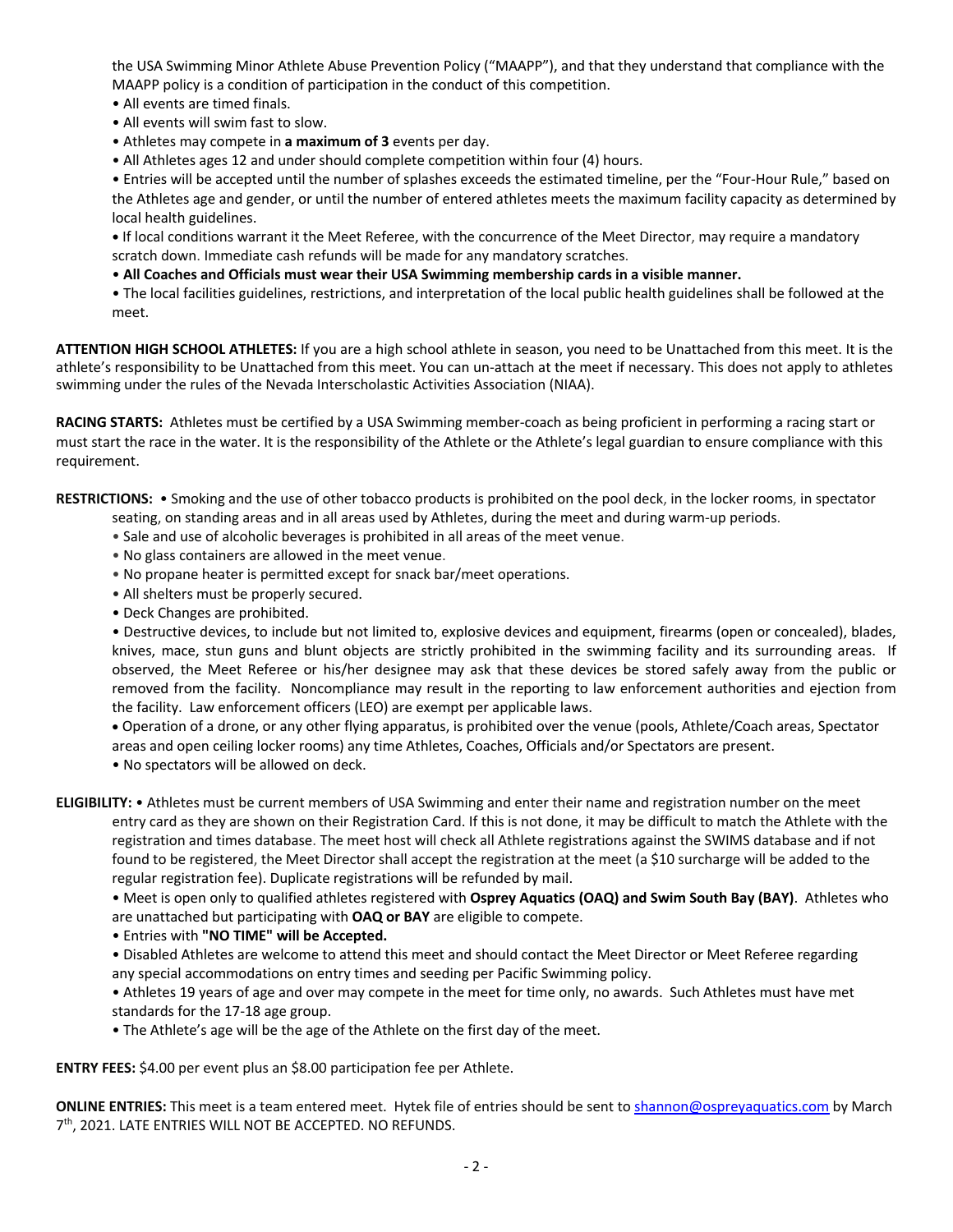the USA Swimming Minor Athlete Abuse Prevention Policy ("MAAPP"), and that they understand that compliance with the MAAPP policy is a condition of participation in the conduct of this competition.

- All events are timed finals.
- All events will swim fast to slow.
- Athletes may compete in **a maximum of 3** events per day.
- All Athletes ages 12 and under should complete competition within four (4) hours.
- Entries will be accepted until the number of splashes exceeds the estimated timeline, per the "Four-Hour Rule," based on the Athletes age and gender, or until the number of entered athletes meets the maximum facility capacity as determined by local health guidelines.
- If local conditions warrant it the Meet Referee, with the concurrence of the Meet Director, may require a mandatory scratch down. Immediate cash refunds will be made for any mandatory scratches.
- **All Coaches and Officials must wear their USA Swimming membership cards in a visible manner.**
- The local facilities guidelines, restrictions, and interpretation of the local public health guidelines shall be followed at the meet.

**ATTENTION HIGH SCHOOL ATHLETES:** If you are a high school athlete in season, you need to be Unattached from this meet. It is the athlete's responsibility to be Unattached from this meet. You can un-attach at the meet if necessary. This does not apply to athletes swimming under the rules of the Nevada Interscholastic Activities Association (NIAA).

**RACING STARTS:** Athletes must be certified by a USA Swimming member-coach as being proficient in performing a racing start or must start the race in the water. It is the responsibility of the Athlete or the Athlete's legal guardian to ensure compliance with this requirement.

**RESTRICTIONS:**
- Smoking and the use of other tobacco products is prohibited on the pool deck, in the locker rooms, in spectator seating, on standing areas and in all areas used by Athletes, during the meet and during warm-up periods.
- Sale and use of alcoholic beverages is prohibited in all areas of the meet venue.
- No glass containers are allowed in the meet venue.
- No propane heater is permitted except for snack bar/meet operations.
- All shelters must be properly secured.
- Deck Changes are prohibited.
- Destructive devices, to include but not limited to, explosive devices and equipment, firearms (open or concealed), blades, knives, mace, stun guns and blunt objects are strictly prohibited in the swimming facility and its surrounding areas. If observed, the Meet Referee or his/her designee may ask that these devices be stored safely away from the public or removed from the facility. Noncompliance may result in the reporting to law enforcement authorities and ejection from the facility. Law enforcement officers (LEO) are exempt per applicable laws.
- Operation of a drone, or any other flying apparatus, is prohibited over the venue (pools, Athlete/Coach areas, Spectator areas and open ceiling locker rooms) any time Athletes, Coaches, Officials and/or Spectators are present.
- No spectators will be allowed on deck.

**ELIGIBILITY:**
- Athletes must be current members of USA Swimming and enter their name and registration number on the meet entry card as they are shown on their Registration Card. If this is not done, it may be difficult to match the Athlete with the registration and times database. The meet host will check all Athlete registrations against the SWIMS database and if not found to be registered, the Meet Director shall accept the registration at the meet (a $10 surcharge will be added to the regular registration fee). Duplicate registrations will be refunded by mail.
- Meet is open only to qualified athletes registered with **Osprey Aquatics (OAQ) and Swim South Bay (BAY)**. Athletes who are unattached but participating with **OAQ or BAY** are eligible to compete.
- Entries with **"NO TIME" will be Accepted.**
- Disabled Athletes are welcome to attend this meet and should contact the Meet Director or Meet Referee regarding any special accommodations on entry times and seeding per Pacific Swimming policy.
- Athletes 19 years of age and over may compete in the meet for time only, no awards. Such Athletes must have met standards for the 17-18 age group.
- The Athlete's age will be the age of the Athlete on the first day of the meet.

**ENTRY FEES:** $4.00 per event plus an $8.00 participation fee per Athlete.

**ONLINE ENTRIES:** This meet is a team entered meet. Hytek file of entries should be sent to shannon@ospreyaquatics.com by March 7th, 2021. LATE ENTRIES WILL NOT BE ACCEPTED. NO REFUNDS.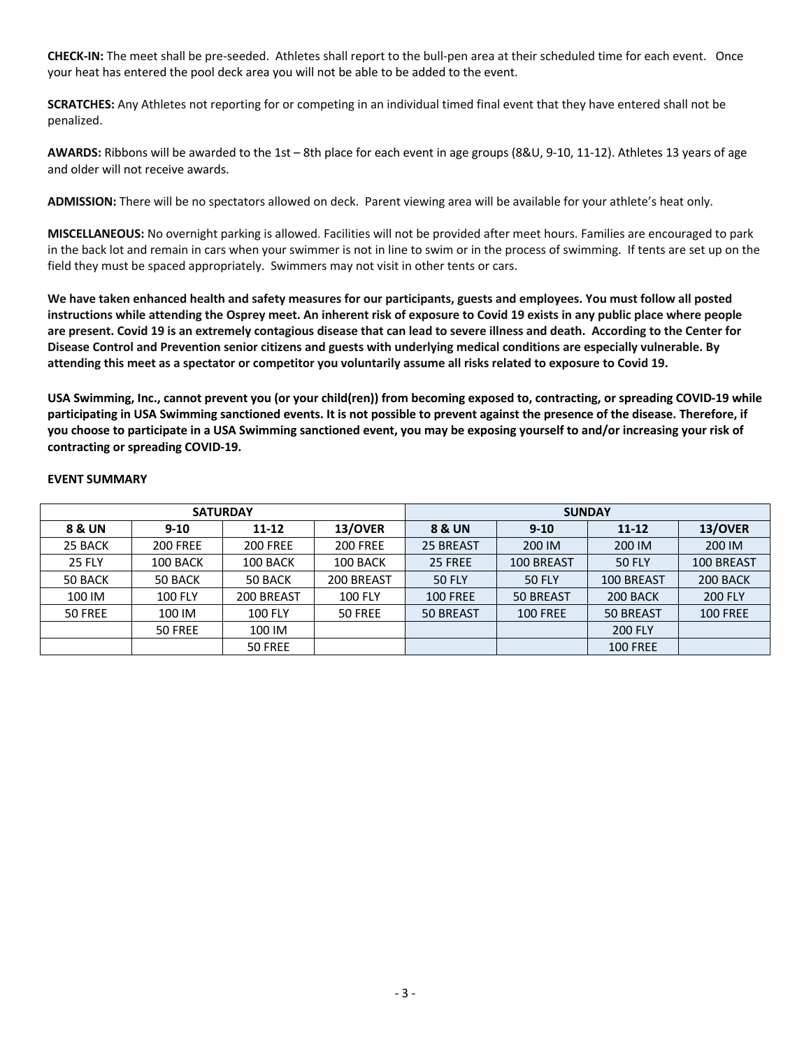**CHECK-IN:** The meet shall be pre-seeded. Athletes shall report to the bull-pen area at their scheduled time for each event. Once your heat has entered the pool deck area you will not be able to be added to the event.

**SCRATCHES:** Any Athletes not reporting for or competing in an individual timed final event that they have entered shall not be penalized.

**AWARDS:** Ribbons will be awarded to the 1st – 8th place for each event in age groups (8&U, 9-10, 11-12). Athletes 13 years of age and older will not receive awards.

**ADMISSION:** There will be no spectators allowed on deck. Parent viewing area will be available for your athlete's heat only.

**MISCELLANEOUS:** No overnight parking is allowed. Facilities will not be provided after meet hours. Families are encouraged to park in the back lot and remain in cars when your swimmer is not in line to swim or in the process of swimming. If tents are set up on the field they must be spaced appropriately. Swimmers may not visit in other tents or cars.

**We have taken enhanced health and safety measures for our participants, guests and employees. You must follow all posted instructions while attending the Osprey meet. An inherent risk of exposure to Covid 19 exists in any public place where people are present. Covid 19 is an extremely contagious disease that can lead to severe illness and death. According to the Center for Disease Control and Prevention senior citizens and guests with underlying medical conditions are especially vulnerable. By attending this meet as a spectator or competitor you voluntarily assume all risks related to exposure to Covid 19.**

**USA Swimming, Inc., cannot prevent you (or your child(ren)) from becoming exposed to, contracting, or spreading COVID-19 while participating in USA Swimming sanctioned events. It is not possible to prevent against the presence of the disease. Therefore, if you choose to participate in a USA Swimming sanctioned event, you may be exposing yourself to and/or increasing your risk of contracting or spreading COVID-19.**

**EVENT SUMMARY**

| SATURDAY | | | | SUNDAY | | | |
|---|---|---|---|---|---|---|---|
| **8 & UN** | **9-10** | **11-12** | **13/OVER** | **8 & UN** | **9-10** | **11-12** | **13/OVER** |
| 25 BACK | 200 FREE | 200 FREE | 200 FREE | 25 BREAST | 200 IM | 200 IM | 200 IM |
| 25 FLY | 100 BACK | 100 BACK | 100 BACK | 25 FREE | 100 BREAST | 50 FLY | 100 BREAST |
| 50 BACK | 50 BACK | 50 BACK | 200 BREAST | 50 FLY | 50 FLY | 100 BREAST | 200 BACK |
| 100 IM | 100 FLY | 200 BREAST | 100 FLY | 100 FREE | 50 BREAST | 200 BACK | 200 FLY |
| 50 FREE | 100 IM | 100 FLY | 50 FREE | 50 BREAST | 100 FREE | 50 BREAST | 100 FREE |
| | 50 FREE | 100 IM | | | | 200 FLY | |
| | | 50 FREE | | | | 100 FREE | |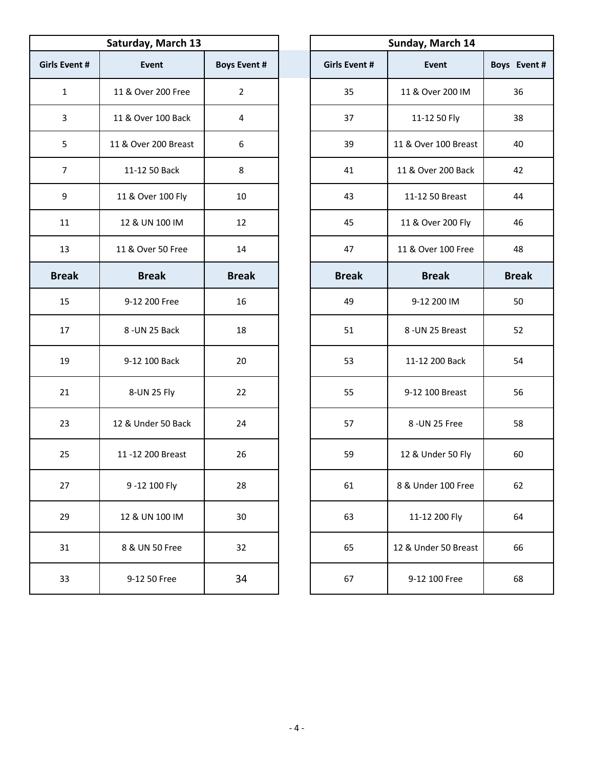| Saturday, March 13 | | |
|---|---|---|
| **Girls Event #** | **Event** | **Boys Event #** |
| 1 | 11 & Over 200 Free | 2 |
| 3 | 11 & Over 100 Back | 4 |
| 5 | 11 & Over 200 Breast | 6 |
| 7 | 11-12 50 Back | 8 |
| 9 | 11 & Over 100 Fly | 10 |
| 11 | 12 & UN 100 IM | 12 |
| 13 | 11 & Over 50 Free | 14 |
| **Break** | **Break** | **Break** |
| 15 | 9-12 200 Free | 16 |
| 17 | 8 -UN 25 Back | 18 |
| 19 | 9-12 100 Back | 20 |
| 21 | 8-UN 25 Fly | 22 |
| 23 | 12 & Under 50 Back | 24 |
| 25 | 11 -12 200 Breast | 26 |
| 27 | 9 -12 100 Fly | 28 |
| 29 | 12 & UN 100 IM | 30 |
| 31 | 8 & UN 50 Free | 32 |
| 33 | 9-12 50 Free | 34 |

| Sunday, March 14 | | |
|---|---|---|
| **Girls Event #** | **Event** | **Boys Event #** |
| 35 | 11 & Over 200 IM | 36 |
| 37 | 11-12 50 Fly | 38 |
| 39 | 11 & Over 100 Breast | 40 |
| 41 | 11 & Over 200 Back | 42 |
| 43 | 11-12 50 Breast | 44 |
| 45 | 11 & Over 200 Fly | 46 |
| 47 | 11 & Over 100 Free | 48 |
| **Break** | **Break** | **Break** |
| 49 | 9-12 200 IM | 50 |
| 51 | 8 -UN 25 Breast | 52 |
| 53 | 11-12 200 Back | 54 |
| 55 | 9-12 100 Breast | 56 |
| 57 | 8 -UN 25 Free | 58 |
| 59 | 12 & Under 50 Fly | 60 |
| 61 | 8 & Under 100 Free | 62 |
| 63 | 11-12 200 Fly | 64 |
| 65 | 12 & Under 50 Breast | 66 |
| 67 | 9-12 100 Free | 68 |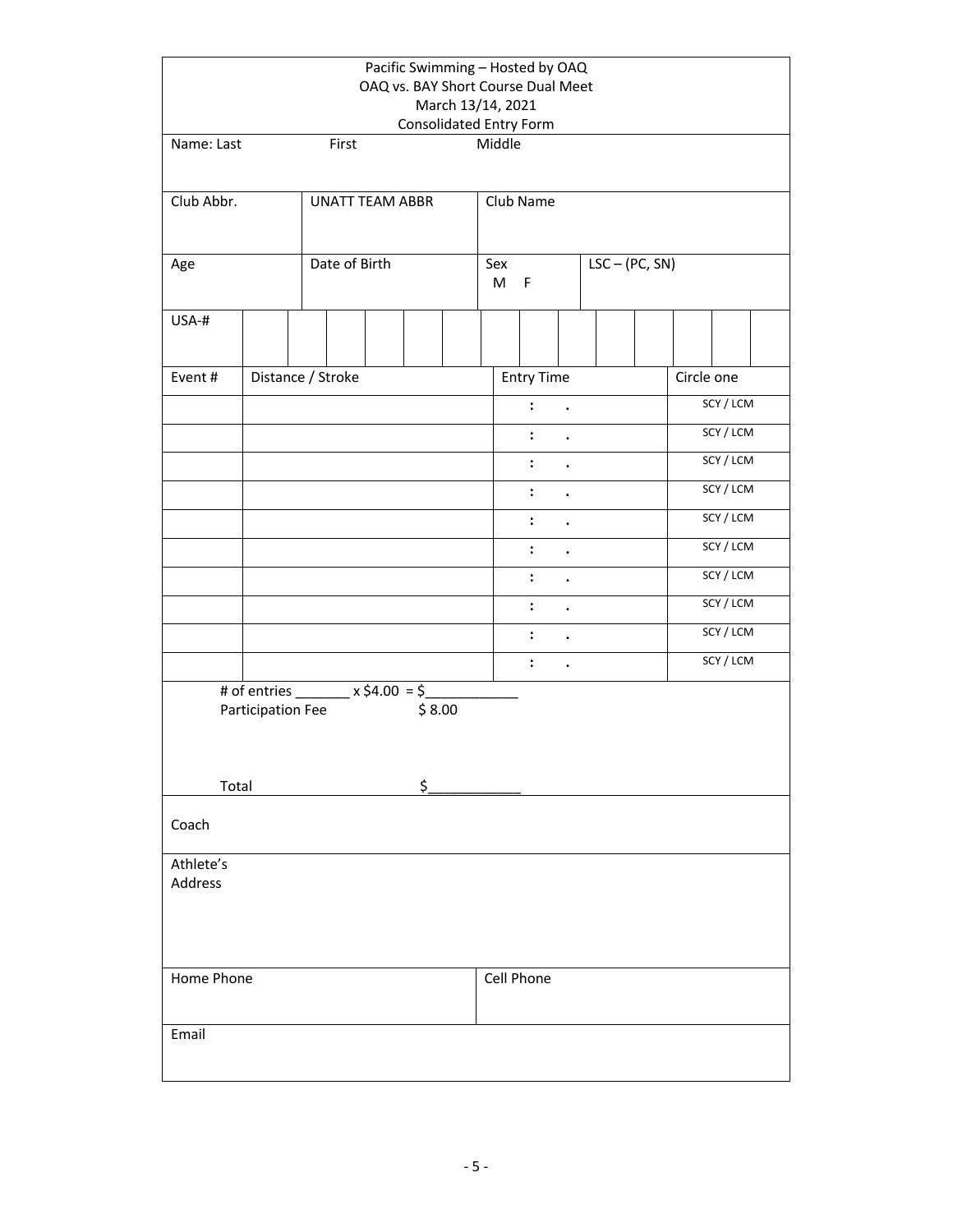Pacific Swimming – Hosted by OAQ
OAQ vs. BAY Short Course Dual Meet
March 13/14, 2021
Consolidated Entry Form

| Name: Last | First | Middle |
|---|---|---|
| | | |

| Club Abbr. | UNATT TEAM ABBR | Club Name |
|---|---|---|
| | | |

| Age | Date of Birth | Sex M F | LSC – (PC, SN) |
|---|---|---|---|
| | | | |

| USA-# | | | | | | | | | | | | | |
|---|---|---|---|---|---|---|---|---|---|---|---|---|---|
| | | | | | | | | | | | | | |

| Event # | Distance / Stroke | Entry Time | Circle one |
|---|---|---|---|
| | | : . | SCY / LCM |
| | | : . | SCY / LCM |
| | | : . | SCY / LCM |
| | | : . | SCY / LCM |
| | | : . | SCY / LCM |
| | | : . | SCY / LCM |
| | | : . | SCY / LCM |
| | | : . | SCY / LCM |
| | | : . | SCY / LCM |
| | | : . | SCY / LCM |

# of entries _______ x $4.00 = $____________
Participation Fee $ 8.00

Total $____________

Coach

Athlete's Address

| Home Phone | Cell Phone |
|---|---|
| | |

Email